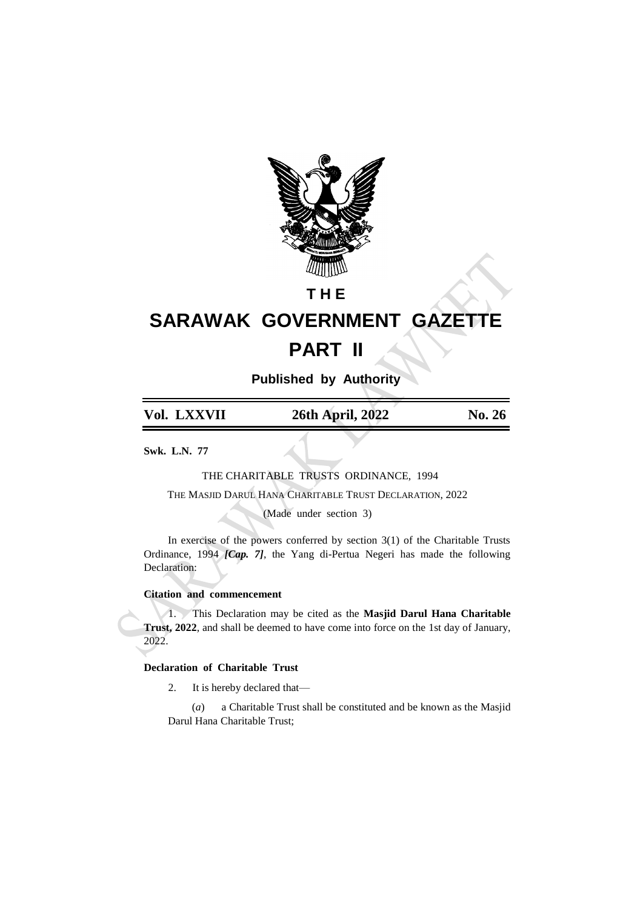**THE**

# SARAWAK GOVERNMENT GAZETTE

# PART II

**Published by Authority**

| Vol. LXXVII | 26th April, 2022 | No. 26 |
|---|---|---|

**Swk. L.N. 77**

THE CHARITABLE TRUSTS ORDINANCE, 1994

THE MASJID DARUL HANA CHARITABLE TRUST DECLARATION, 2022

(Made under section 3)

In exercise of the powers conferred by section 3(1) of the Charitable Trusts Ordinance, 1994 ***[Cap. 7]***, the Yang di-Pertua Negeri has made the following Declaration:

**Citation and commencement**

1. This Declaration may be cited as the **Masjid Darul Hana Charitable Trust, 2022**, and shall be deemed to have come into force on the 1st day of January, 2022.

**Declaration of Charitable Trust**

2. It is hereby declared that—

(*a*) a Charitable Trust shall be constituted and be known as the Masjid Darul Hana Charitable Trust;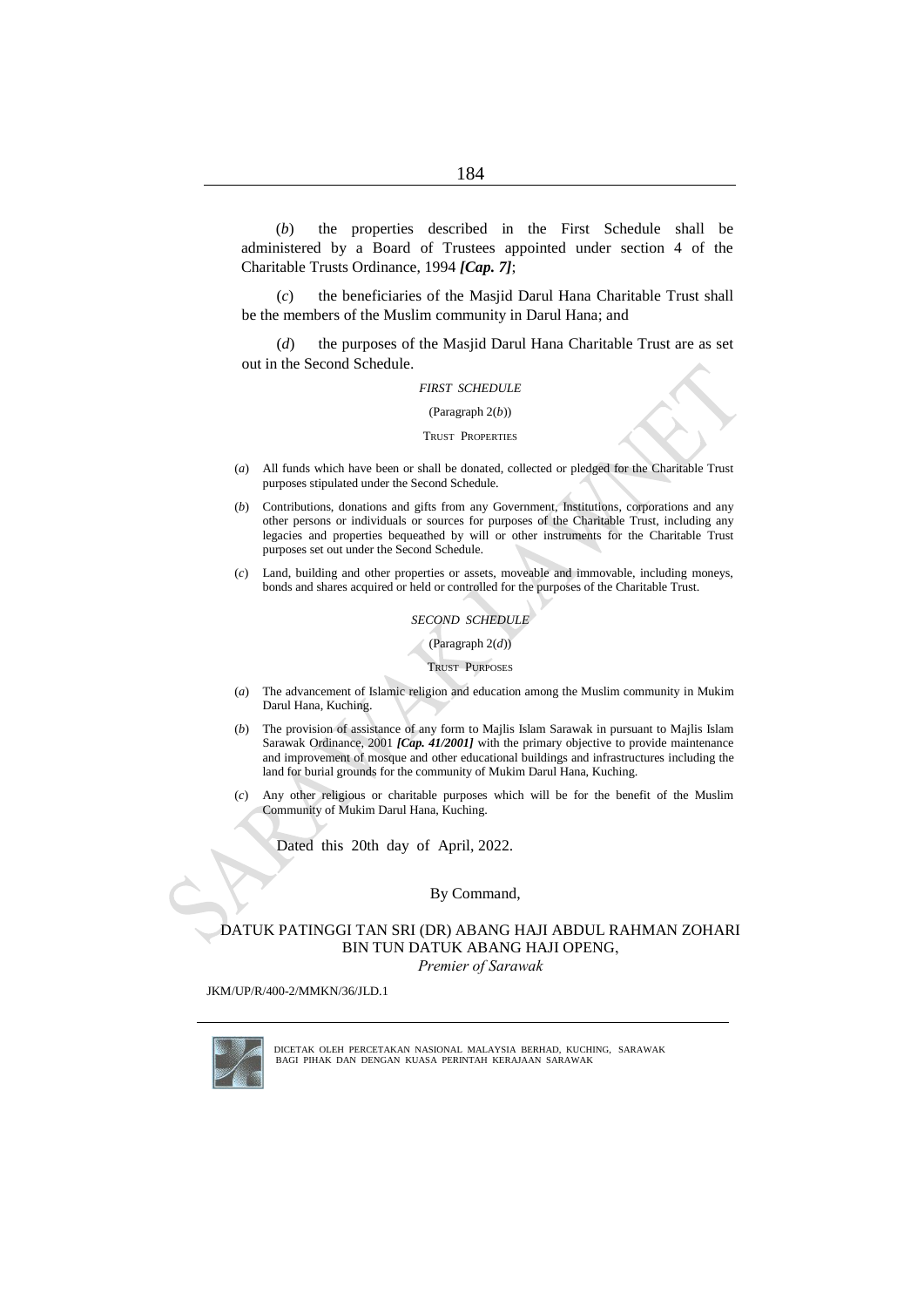(*b*) the properties described in the First Schedule shall be administered by a Board of Trustees appointed under section 4 of the Charitable Trusts Ordinance, 1994 ***[Cap. 7]***;

(*c*) the beneficiaries of the Masjid Darul Hana Charitable Trust shall be the members of the Muslim community in Darul Hana; and

(*d*) the purposes of the Masjid Darul Hana Charitable Trust are as set out in the Second Schedule.

## *FIRST SCHEDULE*

(Paragraph 2(*b*))

TRUST PROPERTIES

(*a*) All funds which have been or shall be donated, collected or pledged for the Charitable Trust purposes stipulated under the Second Schedule.

(*b*) Contributions, donations and gifts from any Government, Institutions, corporations and any other persons or individuals or sources for purposes of the Charitable Trust, including any legacies and properties bequeathed by will or other instruments for the Charitable Trust purposes set out under the Second Schedule.

(*c*) Land, building and other properties or assets, moveable and immovable, including moneys, bonds and shares acquired or held or controlled for the purposes of the Charitable Trust.

## *SECOND SCHEDULE*

(Paragraph 2(*d*))

TRUST PURPOSES

(*a*) The advancement of Islamic religion and education among the Muslim community in Mukim Darul Hana, Kuching.

(*b*) The provision of assistance of any form to Majlis Islam Sarawak in pursuant to Majlis Islam Sarawak Ordinance, 2001 ***[Cap. 41/2001]*** with the primary objective to provide maintenance and improvement of mosque and other educational buildings and infrastructures including the land for burial grounds for the community of Mukim Darul Hana, Kuching.

(*c*) Any other religious or charitable purposes which will be for the benefit of the Muslim Community of Mukim Darul Hana, Kuching.

Dated this 20th day of April, 2022.

By Command,

DATUK PATINGGI TAN SRI (DR) ABANG HAJI ABDUL RAHMAN ZOHARI BIN TUN DATUK ABANG HAJI OPENG,
*Premier of Sarawak*

JKM/UP/R/400-2/MMKN/36/JLD.1

DICETAK OLEH PERCETAKAN NASIONAL MALAYSIA BERHAD, KUCHING, SARAWAK
BAGI PIHAK DAN DENGAN KUASA PERINTAH KERAJAAN SARAWAK